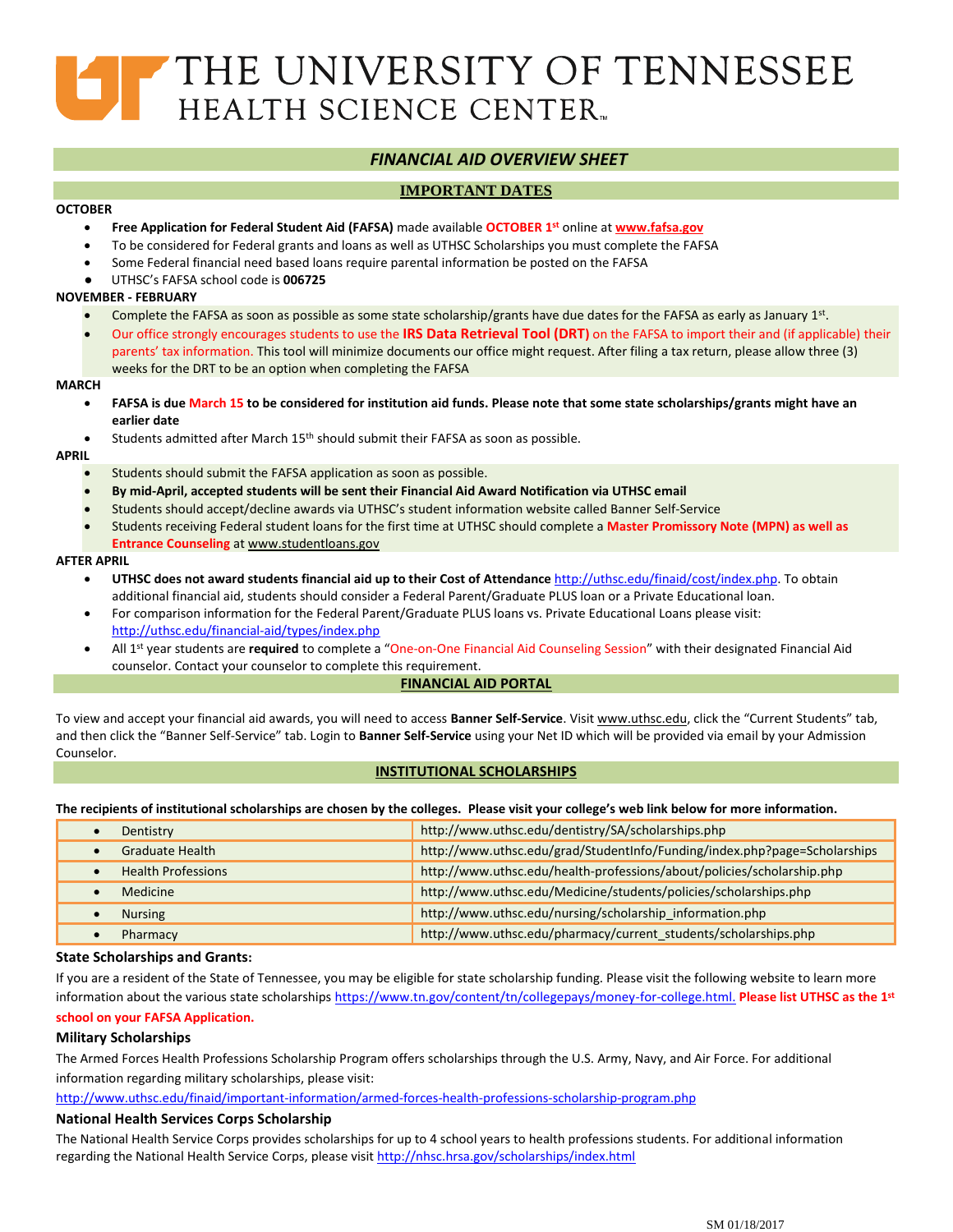# THE UNIVERSITY OF TENNESSEE
## HEALTH SCIENCE CENTER

## *FINANCIAL AID OVERVIEW SHEET*

### IMPORTANT DATES

**OCTOBER**

- **Free Application for Federal Student Aid (FAFSA)** made available **OCTOBER 1st** online at **www.fafsa.gov**
- To be considered for Federal grants and loans as well as UTHSC Scholarships you must complete the FAFSA
- Some Federal financial need based loans require parental information be posted on the FAFSA
- UTHSC's FAFSA school code is **006725**

**NOVEMBER - FEBRUARY**

- Complete the FAFSA as soon as possible as some state scholarship/grants have due dates for the FAFSA as early as January 1st.
- Our office strongly encourages students to use the **IRS Data Retrieval Tool (DRT)** on the FAFSA to import their and (if applicable) their parents' tax information. This tool will minimize documents our office might request. After filing a tax return, please allow three (3) weeks for the DRT to be an option when completing the FAFSA

**MARCH**

- **FAFSA is due March 15 to be considered for institution aid funds. Please note that some state scholarships/grants might have an earlier date**
- Students admitted after March 15th should submit their FAFSA as soon as possible.

**APRIL**

- Students should submit the FAFSA application as soon as possible.
- **By mid-April, accepted students will be sent their Financial Aid Award Notification via UTHSC email**
- Students should accept/decline awards via UTHSC's student information website called Banner Self-Service
- Students receiving Federal student loans for the first time at UTHSC should complete a **Master Promissory Note (MPN) as well as Entrance Counseling** at www.studentloans.gov

**AFTER APRIL**

- **UTHSC does not award students financial aid up to their Cost of Attendance** http://uthsc.edu/finaid/cost/index.php. To obtain additional financial aid, students should consider a Federal Parent/Graduate PLUS loan or a Private Educational loan.
- For comparison information for the Federal Parent/Graduate PLUS loans vs. Private Educational Loans please visit: http://uthsc.edu/financial-aid/types/index.php
- All 1st year students are **required** to complete a "One-on-One Financial Aid Counseling Session" with their designated Financial Aid counselor. Contact your counselor to complete this requirement.

### FINANCIAL AID PORTAL

To view and accept your financial aid awards, you will need to access **Banner Self-Service**. Visit www.uthsc.edu, click the "Current Students" tab, and then click the "Banner Self-Service" tab. Login to **Banner Self-Service** using your Net ID which will be provided via email by your Admission Counselor.

### INSTITUTIONAL SCHOLARSHIPS

**The recipients of institutional scholarships are chosen by the colleges. Please visit your college's web link below for more information.**

| College | Link |
|---|---|
| Dentistry | http://www.uthsc.edu/dentistry/SA/scholarships.php |
| Graduate Health | http://www.uthsc.edu/grad/StudentInfo/Funding/index.php?page=Scholarships |
| Health Professions | http://www.uthsc.edu/health-professions/about/policies/scholarship.php |
| Medicine | http://www.uthsc.edu/Medicine/students/policies/scholarships.php |
| Nursing | http://www.uthsc.edu/nursing/scholarship_information.php |
| Pharmacy | http://www.uthsc.edu/pharmacy/current_students/scholarships.php |

#### State Scholarships and Grants:

If you are a resident of the State of Tennessee, you may be eligible for state scholarship funding. Please visit the following website to learn more information about the various state scholarships https://www.tn.gov/content/tn/collegepays/money-for-college.html. **Please list UTHSC as the 1st school on your FAFSA Application.**

#### Military Scholarships

The Armed Forces Health Professions Scholarship Program offers scholarships through the U.S. Army, Navy, and Air Force. For additional information regarding military scholarships, please visit:

http://www.uthsc.edu/finaid/important-information/armed-forces-health-professions-scholarship-program.php

#### National Health Services Corps Scholarship

The National Health Service Corps provides scholarships for up to 4 school years to health professions students. For additional information regarding the National Health Service Corps, please visit http://nhsc.hrsa.gov/scholarships/index.html

SM 01/18/2017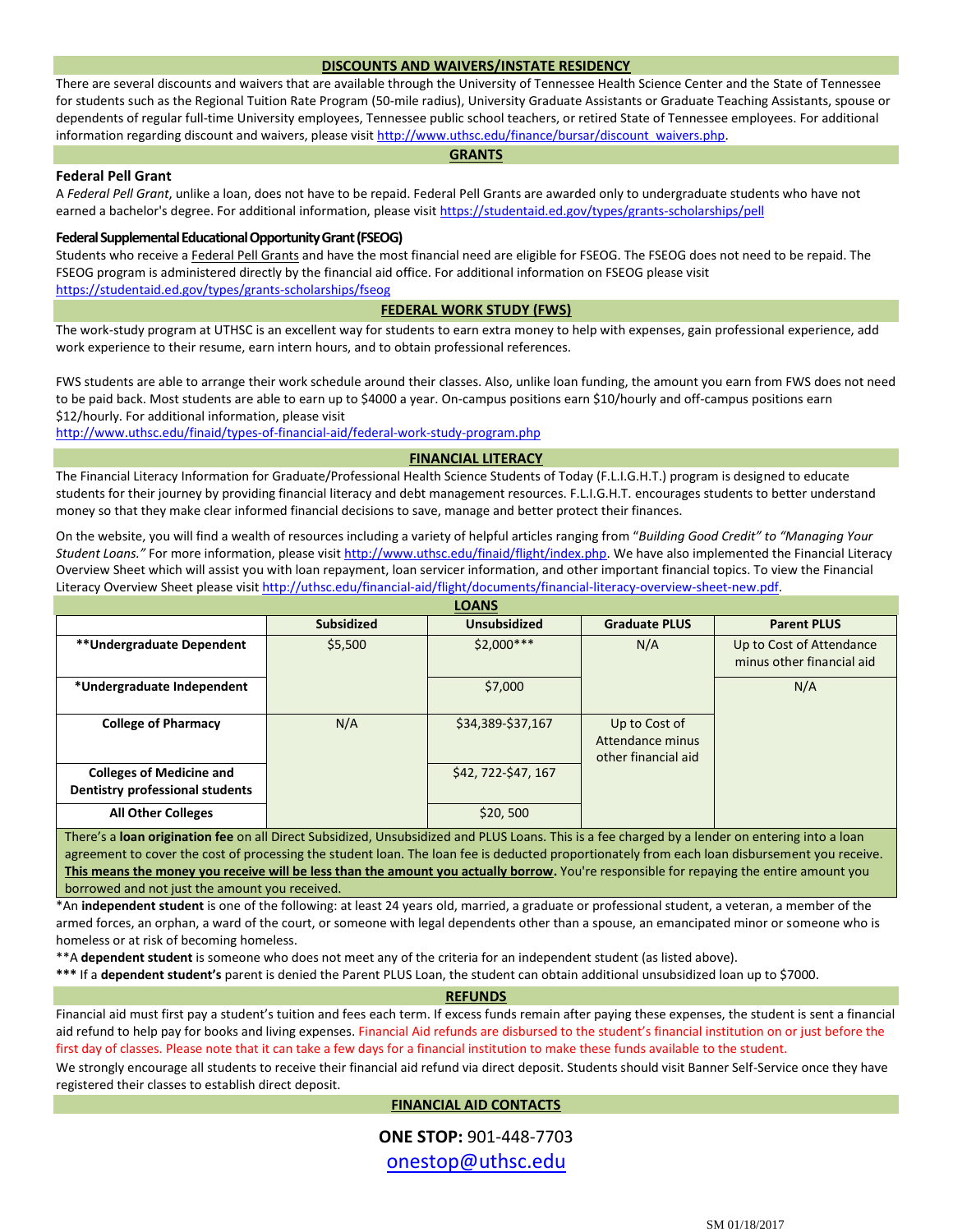## DISCOUNTS AND WAIVERS/INSTATE RESIDENCY

There are several discounts and waivers that are available through the University of Tennessee Health Science Center and the State of Tennessee for students such as the Regional Tuition Rate Program (50-mile radius), University Graduate Assistants or Graduate Teaching Assistants, spouse or dependents of regular full-time University employees, Tennessee public school teachers, or retired State of Tennessee employees. For additional information regarding discount and waivers, please visit http://www.uthsc.edu/finance/bursar/discount_waivers.php.

## GRANTS

### Federal Pell Grant

A *Federal Pell Grant*, unlike a loan, does not have to be repaid. Federal Pell Grants are awarded only to undergraduate students who have not earned a bachelor's degree. For additional information, please visit https://studentaid.ed.gov/types/grants-scholarships/pell

### Federal Supplemental Educational Opportunity Grant (FSEOG)

Students who receive a Federal Pell Grants and have the most financial need are eligible for FSEOG. The FSEOG does not need to be repaid. The FSEOG program is administered directly by the financial aid office. For additional information on FSEOG please visit https://studentaid.ed.gov/types/grants-scholarships/fseog

## FEDERAL WORK STUDY (FWS)

The work-study program at UTHSC is an excellent way for students to earn extra money to help with expenses, gain professional experience, add work experience to their resume, earn intern hours, and to obtain professional references.

FWS students are able to arrange their work schedule around their classes. Also, unlike loan funding, the amount you earn from FWS does not need to be paid back. Most students are able to earn up to $4000 a year. On-campus positions earn $10/hourly and off-campus positions earn $12/hourly. For additional information, please visit http://www.uthsc.edu/finaid/types-of-financial-aid/federal-work-study-program.php

## FINANCIAL LITERACY

The Financial Literacy Information for Graduate/Professional Health Science Students of Today (F.L.I.G.H.T.) program is designed to educate students for their journey by providing financial literacy and debt management resources. F.L.I.G.H.T. encourages students to better understand money so that they make clear informed financial decisions to save, manage and better protect their finances.

On the website, you will find a wealth of resources including a variety of helpful articles ranging from "*Building Good Credit" to "Managing Your Student Loans."* For more information, please visit http://www.uthsc.edu/finaid/flight/index.php. We have also implemented the Financial Literacy Overview Sheet which will assist you with loan repayment, loan servicer information, and other important financial topics. To view the Financial Literacy Overview Sheet please visit http://uthsc.edu/financial-aid/flight/documents/financial-literacy-overview-sheet-new.pdf.

## LOANS

| | Subsidized | Unsubsidized | Graduate PLUS | Parent PLUS |
|---|---|---|---|---|
| **Undergraduate Dependent** | $5,500 | $2,000*** | N/A | Up to Cost of Attendance minus other financial aid |
| ***Undergraduate Independent** | | $7,000 | | N/A |
| **College of Pharmacy** | N/A | $34,389-$37,167 | Up to Cost of Attendance minus other financial aid | |
| **Colleges of Medicine and Dentistry professional students** | | $42, 722-$47, 167 | | |
| **All Other Colleges** | | $20, 500 | | |

There's a **loan origination fee** on all Direct Subsidized, Unsubsidized and PLUS Loans. This is a fee charged by a lender on entering into a loan agreement to cover the cost of processing the student loan. The loan fee is deducted proportionately from each loan disbursement you receive. **This means the money you receive will be less than the amount you actually borrow.** You're responsible for repaying the entire amount you borrowed and not just the amount you received.

*An **independent student** is one of the following: at least 24 years old, married, a graduate or professional student, a veteran, a member of the armed forces, an orphan, a ward of the court, or someone with legal dependents other than a spouse, an emancipated minor or someone who is homeless or at risk of becoming homeless.

**A **dependent student** is someone who does not meet any of the criteria for an independent student (as listed above).

**\*\*\*** If a **dependent student's** parent is denied the Parent PLUS Loan, the student can obtain additional unsubsidized loan up to $7000.

## REFUNDS

Financial aid must first pay a student's tuition and fees each term. If excess funds remain after paying these expenses, the student is sent a financial aid refund to help pay for books and living expenses. Financial Aid refunds are disbursed to the student's financial institution on or just before the first day of classes. Please note that it can take a few days for a financial institution to make these funds available to the student.

We strongly encourage all students to receive their financial aid refund via direct deposit. Students should visit Banner Self-Service once they have registered their classes to establish direct deposit.

## FINANCIAL AID CONTACTS

**ONE STOP:** 901-448-7703

onestop@uthsc.edu

SM 01/18/2017